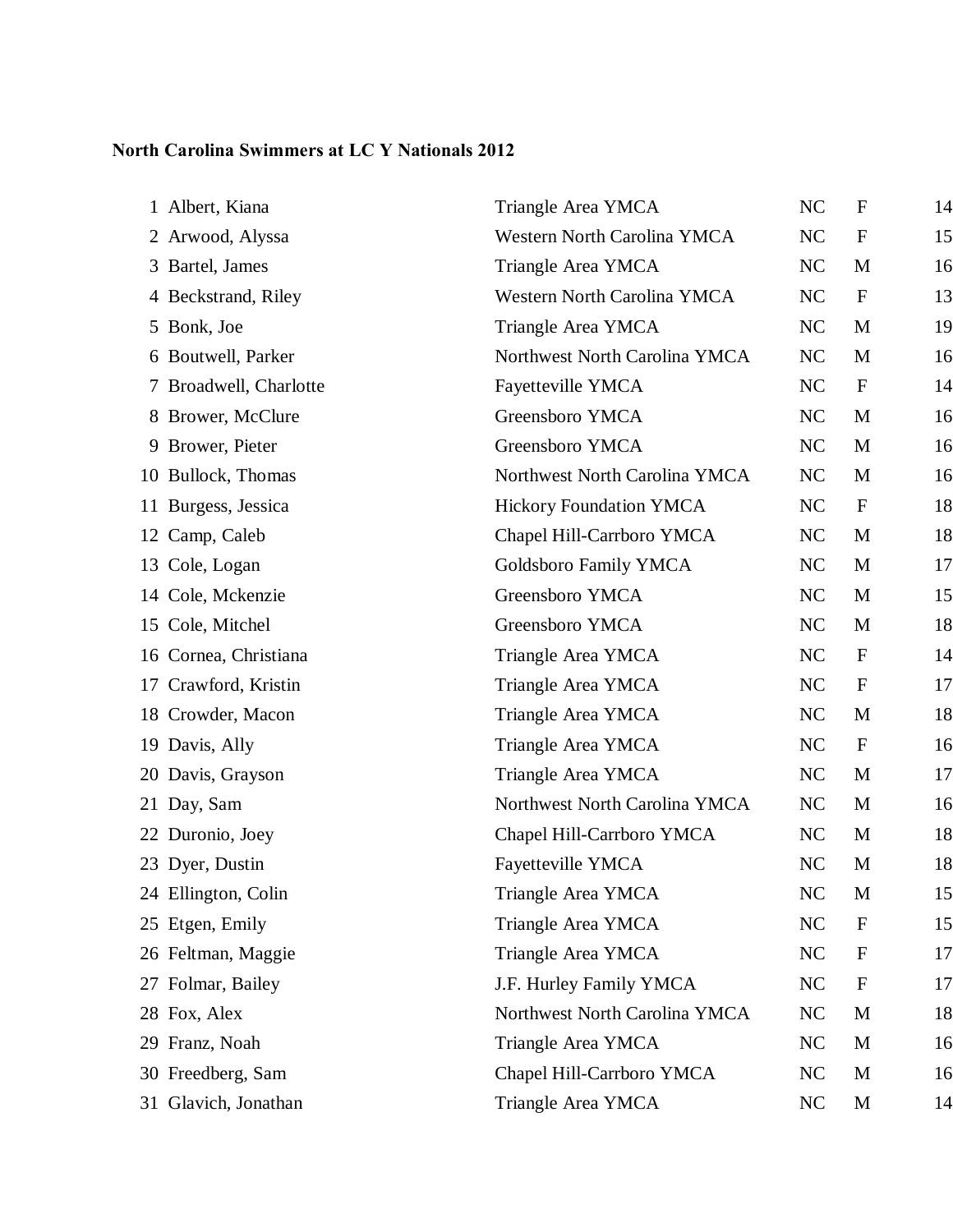**North Carolina Swimmers at LC Y Nationals 2012**

| # | Name | Team | State | Gender | Age |
|---|---|---|---|---|---|
| 1 | Albert, Kiana | Triangle Area YMCA | NC | F | 14 |
| 2 | Arwood, Alyssa | Western North Carolina YMCA | NC | F | 15 |
| 3 | Bartel, James | Triangle Area YMCA | NC | M | 16 |
| 4 | Beckstrand, Riley | Western North Carolina YMCA | NC | F | 13 |
| 5 | Bonk, Joe | Triangle Area YMCA | NC | M | 19 |
| 6 | Boutwell, Parker | Northwest North Carolina YMCA | NC | M | 16 |
| 7 | Broadwell, Charlotte | Fayetteville YMCA | NC | F | 14 |
| 8 | Brower, McClure | Greensboro YMCA | NC | M | 16 |
| 9 | Brower, Pieter | Greensboro YMCA | NC | M | 16 |
| 10 | Bullock, Thomas | Northwest North Carolina YMCA | NC | M | 16 |
| 11 | Burgess, Jessica | Hickory Foundation YMCA | NC | F | 18 |
| 12 | Camp, Caleb | Chapel Hill-Carrboro YMCA | NC | M | 18 |
| 13 | Cole, Logan | Goldsboro Family YMCA | NC | M | 17 |
| 14 | Cole, Mckenzie | Greensboro YMCA | NC | M | 15 |
| 15 | Cole, Mitchel | Greensboro YMCA | NC | M | 18 |
| 16 | Cornea, Christiana | Triangle Area YMCA | NC | F | 14 |
| 17 | Crawford, Kristin | Triangle Area YMCA | NC | F | 17 |
| 18 | Crowder, Macon | Triangle Area YMCA | NC | M | 18 |
| 19 | Davis, Ally | Triangle Area YMCA | NC | F | 16 |
| 20 | Davis, Grayson | Triangle Area YMCA | NC | M | 17 |
| 21 | Day, Sam | Northwest North Carolina YMCA | NC | M | 16 |
| 22 | Duronio, Joey | Chapel Hill-Carrboro YMCA | NC | M | 18 |
| 23 | Dyer, Dustin | Fayetteville YMCA | NC | M | 18 |
| 24 | Ellington, Colin | Triangle Area YMCA | NC | M | 15 |
| 25 | Etgen, Emily | Triangle Area YMCA | NC | F | 15 |
| 26 | Feltman, Maggie | Triangle Area YMCA | NC | F | 17 |
| 27 | Folmar, Bailey | J.F. Hurley Family YMCA | NC | F | 17 |
| 28 | Fox, Alex | Northwest North Carolina YMCA | NC | M | 18 |
| 29 | Franz, Noah | Triangle Area YMCA | NC | M | 16 |
| 30 | Freedberg, Sam | Chapel Hill-Carrboro YMCA | NC | M | 16 |
| 31 | Glavich, Jonathan | Triangle Area YMCA | NC | M | 14 |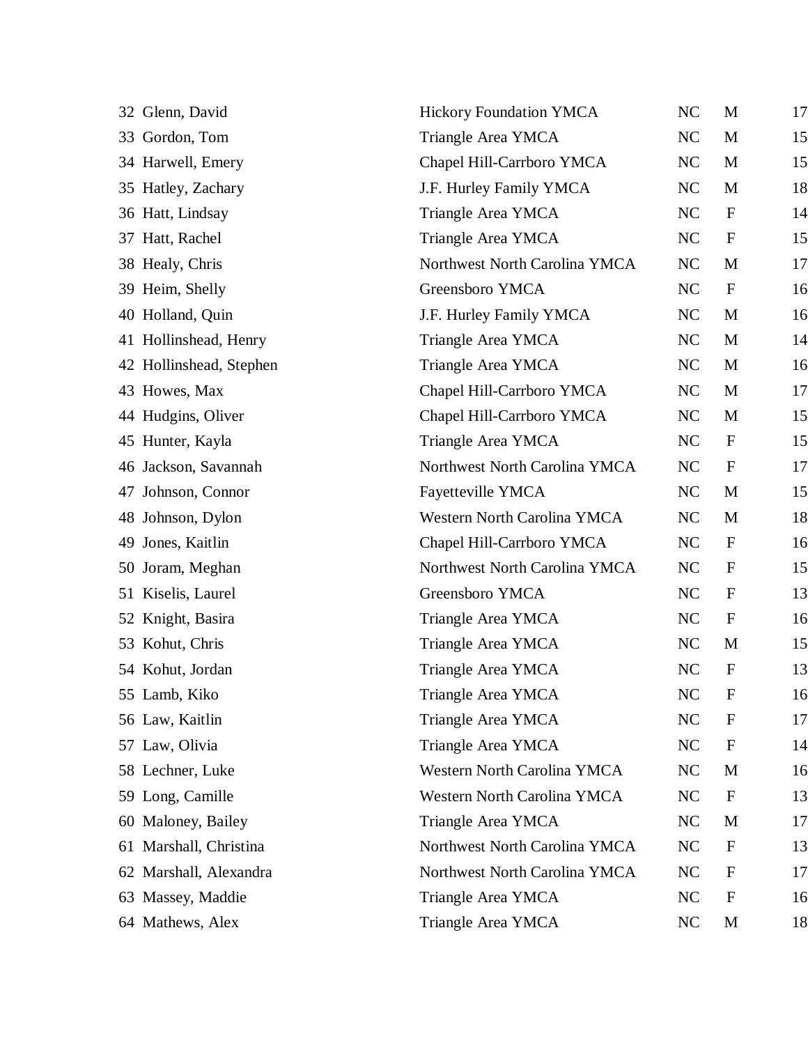| | | | | |
|---|---|---|---|---|
| 32 | Glenn, David | Hickory Foundation YMCA | NC | M | 17 |
| 33 | Gordon, Tom | Triangle Area YMCA | NC | M | 15 |
| 34 | Harwell, Emery | Chapel Hill-Carrboro YMCA | NC | M | 15 |
| 35 | Hatley, Zachary | J.F. Hurley Family YMCA | NC | M | 18 |
| 36 | Hatt, Lindsay | Triangle Area YMCA | NC | F | 14 |
| 37 | Hatt, Rachel | Triangle Area YMCA | NC | F | 15 |
| 38 | Healy, Chris | Northwest North Carolina YMCA | NC | M | 17 |
| 39 | Heim, Shelly | Greensboro YMCA | NC | F | 16 |
| 40 | Holland, Quin | J.F. Hurley Family YMCA | NC | M | 16 |
| 41 | Hollinshead, Henry | Triangle Area YMCA | NC | M | 14 |
| 42 | Hollinshead, Stephen | Triangle Area YMCA | NC | M | 16 |
| 43 | Howes, Max | Chapel Hill-Carrboro YMCA | NC | M | 17 |
| 44 | Hudgins, Oliver | Chapel Hill-Carrboro YMCA | NC | M | 15 |
| 45 | Hunter, Kayla | Triangle Area YMCA | NC | F | 15 |
| 46 | Jackson, Savannah | Northwest North Carolina YMCA | NC | F | 17 |
| 47 | Johnson, Connor | Fayetteville YMCA | NC | M | 15 |
| 48 | Johnson, Dylon | Western North Carolina YMCA | NC | M | 18 |
| 49 | Jones, Kaitlin | Chapel Hill-Carrboro YMCA | NC | F | 16 |
| 50 | Joram, Meghan | Northwest North Carolina YMCA | NC | F | 15 |
| 51 | Kiselis, Laurel | Greensboro YMCA | NC | F | 13 |
| 52 | Knight, Basira | Triangle Area YMCA | NC | F | 16 |
| 53 | Kohut, Chris | Triangle Area YMCA | NC | M | 15 |
| 54 | Kohut, Jordan | Triangle Area YMCA | NC | F | 13 |
| 55 | Lamb, Kiko | Triangle Area YMCA | NC | F | 16 |
| 56 | Law, Kaitlin | Triangle Area YMCA | NC | F | 17 |
| 57 | Law, Olivia | Triangle Area YMCA | NC | F | 14 |
| 58 | Lechner, Luke | Western North Carolina YMCA | NC | M | 16 |
| 59 | Long, Camille | Western North Carolina YMCA | NC | F | 13 |
| 60 | Maloney, Bailey | Triangle Area YMCA | NC | M | 17 |
| 61 | Marshall, Christina | Northwest North Carolina YMCA | NC | F | 13 |
| 62 | Marshall, Alexandra | Northwest North Carolina YMCA | NC | F | 17 |
| 63 | Massey, Maddie | Triangle Area YMCA | NC | F | 16 |
| 64 | Mathews, Alex | Triangle Area YMCA | NC | M | 18 |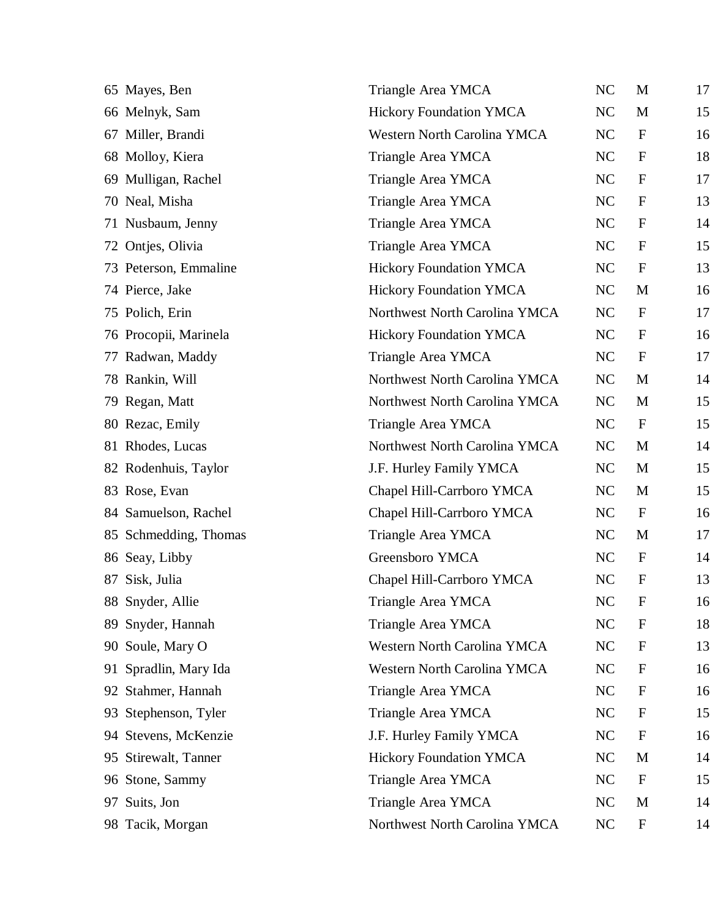| | | | | | |
|---|---|---|---|---|---|
| 65 | Mayes, Ben | Triangle Area YMCA | NC | M | 17 |
| 66 | Melnyk, Sam | Hickory Foundation YMCA | NC | M | 15 |
| 67 | Miller, Brandi | Western North Carolina YMCA | NC | F | 16 |
| 68 | Molloy, Kiera | Triangle Area YMCA | NC | F | 18 |
| 69 | Mulligan, Rachel | Triangle Area YMCA | NC | F | 17 |
| 70 | Neal, Misha | Triangle Area YMCA | NC | F | 13 |
| 71 | Nusbaum, Jenny | Triangle Area YMCA | NC | F | 14 |
| 72 | Ontjes, Olivia | Triangle Area YMCA | NC | F | 15 |
| 73 | Peterson, Emmaline | Hickory Foundation YMCA | NC | F | 13 |
| 74 | Pierce, Jake | Hickory Foundation YMCA | NC | M | 16 |
| 75 | Polich, Erin | Northwest North Carolina YMCA | NC | F | 17 |
| 76 | Procopii, Marinela | Hickory Foundation YMCA | NC | F | 16 |
| 77 | Radwan, Maddy | Triangle Area YMCA | NC | F | 17 |
| 78 | Rankin, Will | Northwest North Carolina YMCA | NC | M | 14 |
| 79 | Regan, Matt | Northwest North Carolina YMCA | NC | M | 15 |
| 80 | Rezac, Emily | Triangle Area YMCA | NC | F | 15 |
| 81 | Rhodes, Lucas | Northwest North Carolina YMCA | NC | M | 14 |
| 82 | Rodenhuis, Taylor | J.F. Hurley Family YMCA | NC | M | 15 |
| 83 | Rose, Evan | Chapel Hill-Carrboro YMCA | NC | M | 15 |
| 84 | Samuelson, Rachel | Chapel Hill-Carrboro YMCA | NC | F | 16 |
| 85 | Schmedding, Thomas | Triangle Area YMCA | NC | M | 17 |
| 86 | Seay, Libby | Greensboro YMCA | NC | F | 14 |
| 87 | Sisk, Julia | Chapel Hill-Carrboro YMCA | NC | F | 13 |
| 88 | Snyder, Allie | Triangle Area YMCA | NC | F | 16 |
| 89 | Snyder, Hannah | Triangle Area YMCA | NC | F | 18 |
| 90 | Soule, Mary O | Western North Carolina YMCA | NC | F | 13 |
| 91 | Spradlin, Mary Ida | Western North Carolina YMCA | NC | F | 16 |
| 92 | Stahmer, Hannah | Triangle Area YMCA | NC | F | 16 |
| 93 | Stephenson, Tyler | Triangle Area YMCA | NC | F | 15 |
| 94 | Stevens, McKenzie | J.F. Hurley Family YMCA | NC | F | 16 |
| 95 | Stirewalt, Tanner | Hickory Foundation YMCA | NC | M | 14 |
| 96 | Stone, Sammy | Triangle Area YMCA | NC | F | 15 |
| 97 | Suits, Jon | Triangle Area YMCA | NC | M | 14 |
| 98 | Tacik, Morgan | Northwest North Carolina YMCA | NC | F | 14 |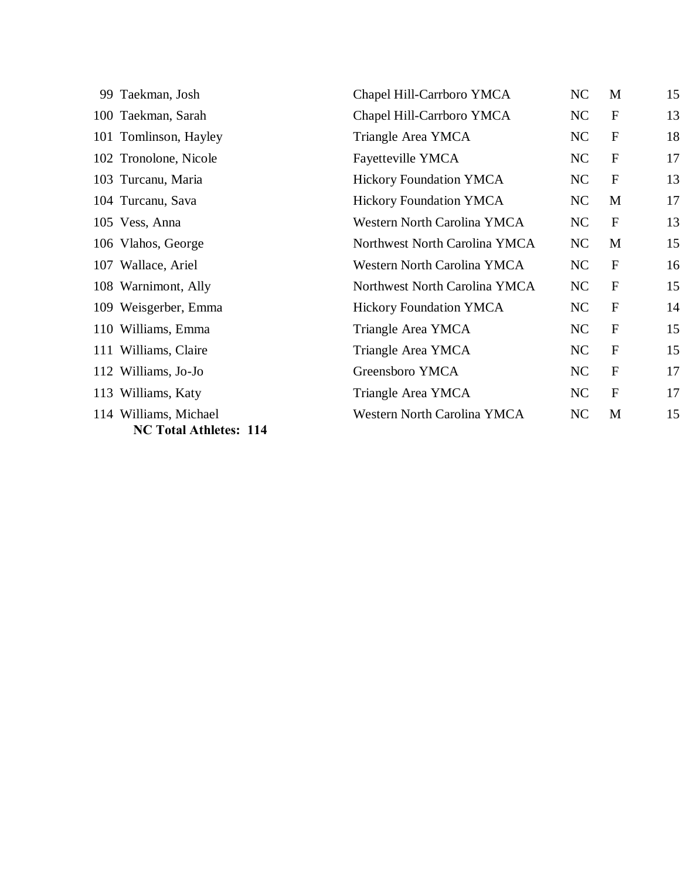| | | | | | |
|---|---|---|---|---|---|
| 99 | Taekman, Josh | Chapel Hill-Carrboro YMCA | NC | M | 15 |
| 100 | Taekman, Sarah | Chapel Hill-Carrboro YMCA | NC | F | 13 |
| 101 | Tomlinson, Hayley | Triangle Area YMCA | NC | F | 18 |
| 102 | Tronolone, Nicole | Fayetteville YMCA | NC | F | 17 |
| 103 | Turcanu, Maria | Hickory Foundation YMCA | NC | F | 13 |
| 104 | Turcanu, Sava | Hickory Foundation YMCA | NC | M | 17 |
| 105 | Vess, Anna | Western North Carolina YMCA | NC | F | 13 |
| 106 | Vlahos, George | Northwest North Carolina YMCA | NC | M | 15 |
| 107 | Wallace, Ariel | Western North Carolina YMCA | NC | F | 16 |
| 108 | Warnimont, Ally | Northwest North Carolina YMCA | NC | F | 15 |
| 109 | Weisgerber, Emma | Hickory Foundation YMCA | NC | F | 14 |
| 110 | Williams, Emma | Triangle Area YMCA | NC | F | 15 |
| 111 | Williams, Claire | Triangle Area YMCA | NC | F | 15 |
| 112 | Williams, Jo-Jo | Greensboro YMCA | NC | F | 17 |
| 113 | Williams, Katy | Triangle Area YMCA | NC | F | 17 |
| 114 | Williams, Michael | Western North Carolina YMCA | NC | M | 15 |

**NC Total Athletes: 114**